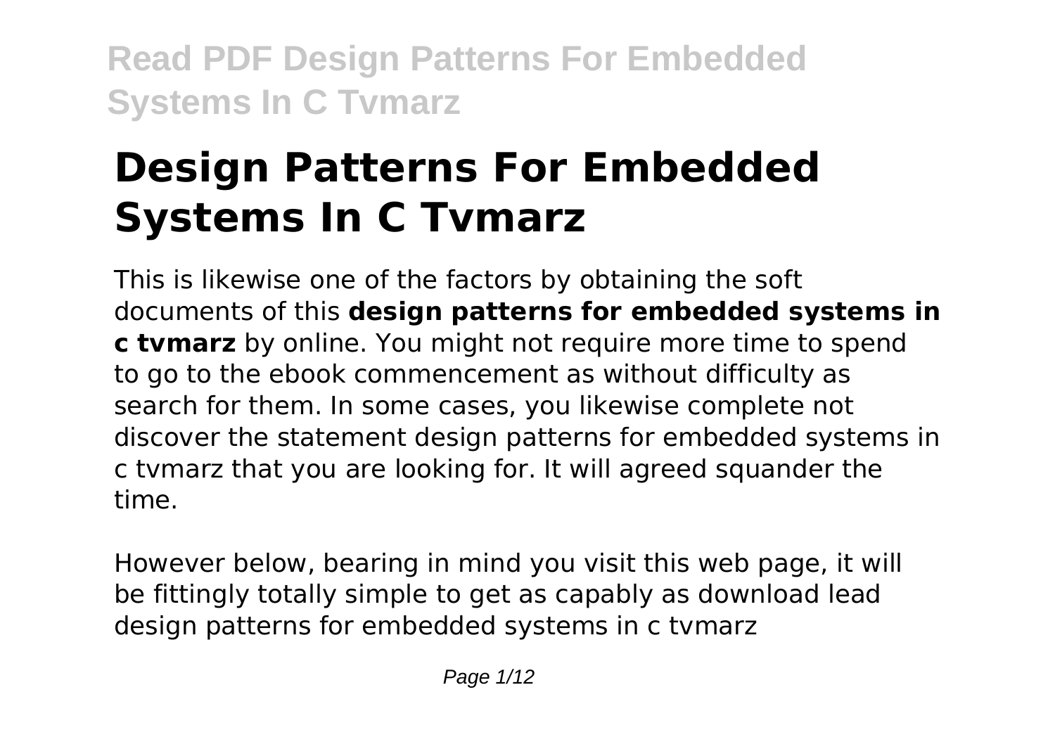# Design Patterns For Embedded Systems In C Tvmarz

This is likewise one of the factors by obtaining the soft documents of this **design patterns for embedded systems in c tvmarz** by online. You might not require more time to spend to go to the ebook commencement as without difficulty as search for them. In some cases, you likewise complete not discover the statement design patterns for embedded systems in c tvmarz that you are looking for. It will agreed squander the time.

However below, bearing in mind you visit this web page, it will be fittingly totally simple to get as capably as download lead design patterns for embedded systems in c tvmarz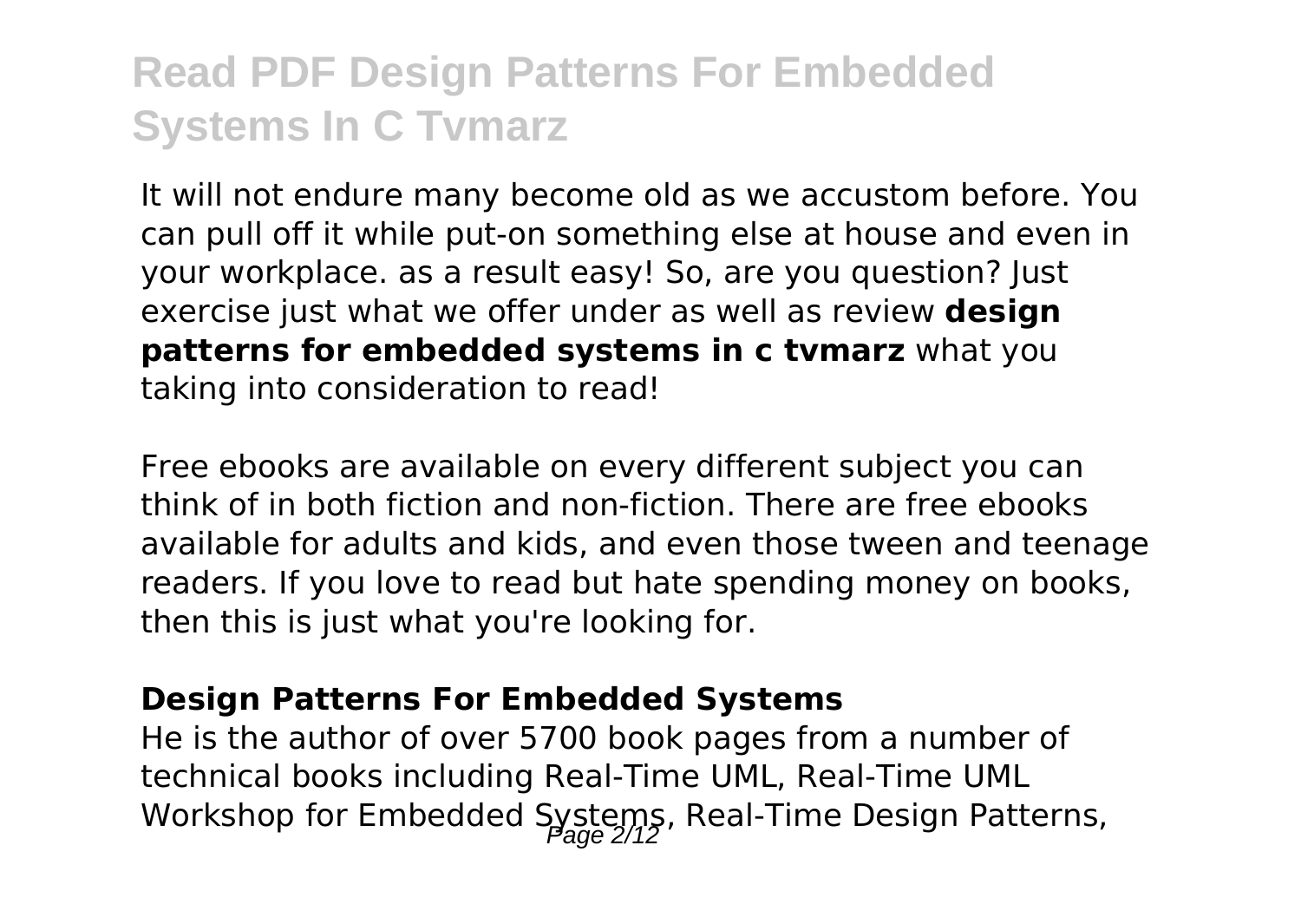It will not endure many become old as we accustom before. You can pull off it while put-on something else at house and even in your workplace. as a result easy! So, are you question? Just exercise just what we offer under as well as review **design patterns for embedded systems in c tvmarz** what you taking into consideration to read!

Free ebooks are available on every different subject you can think of in both fiction and non-fiction. There are free ebooks available for adults and kids, and even those tween and teenage readers. If you love to read but hate spending money on books, then this is just what you're looking for.

### Design Patterns For Embedded Systems

He is the author of over 5700 book pages from a number of technical books including Real-Time UML, Real-Time UML Workshop for Embedded Systems, Real-Time Design Patterns,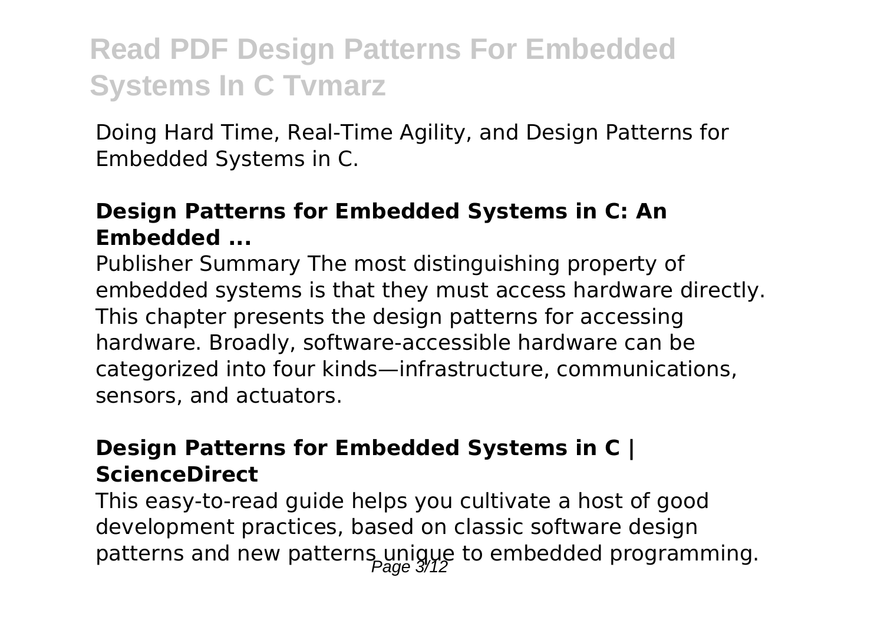Doing Hard Time, Real-Time Agility, and Design Patterns for Embedded Systems in C.

### Design Patterns for Embedded Systems in C: An Embedded ...

Publisher Summary The most distinguishing property of embedded systems is that they must access hardware directly. This chapter presents the design patterns for accessing hardware. Broadly, software-accessible hardware can be categorized into four kinds—infrastructure, communications, sensors, and actuators.

### Design Patterns for Embedded Systems in C | ScienceDirect

This easy-to-read guide helps you cultivate a host of good development practices, based on classic software design patterns and new patterns unique to embedded programming.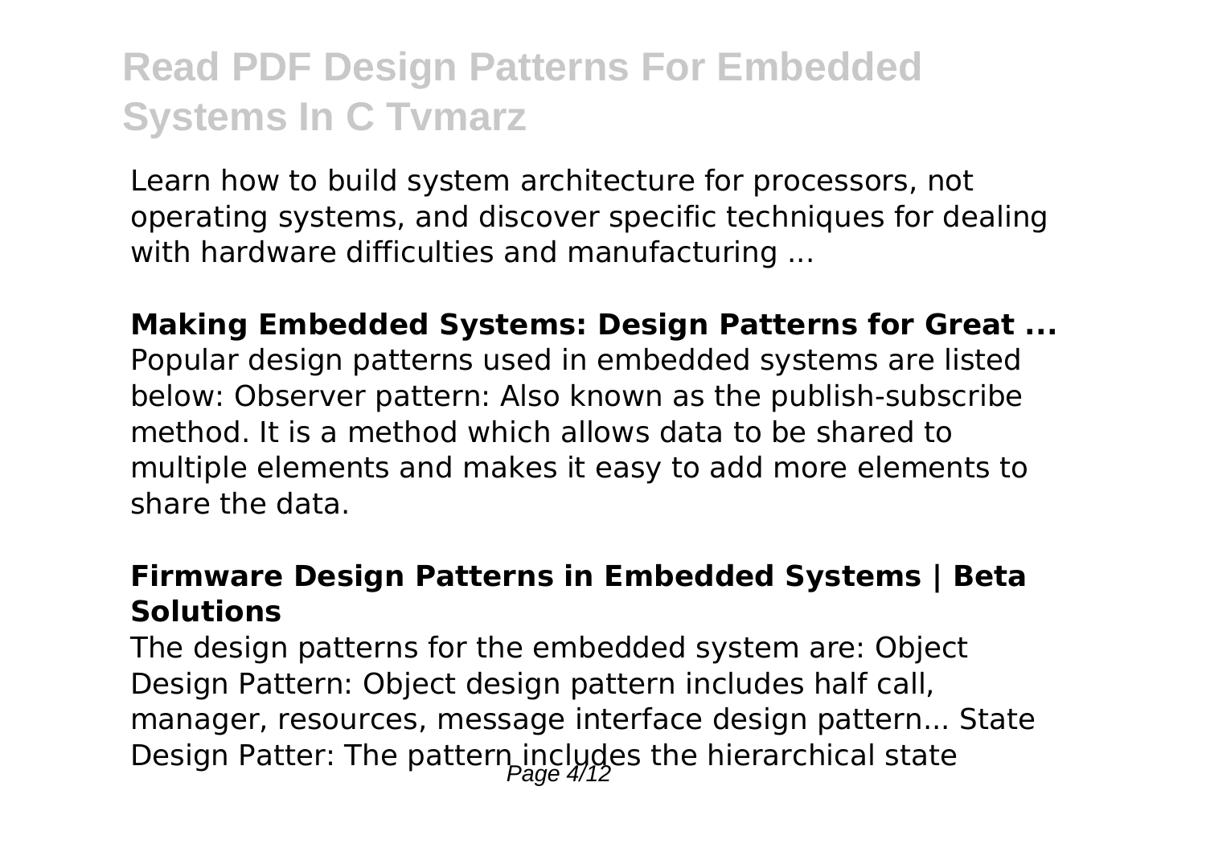Learn how to build system architecture for processors, not operating systems, and discover specific techniques for dealing with hardware difficulties and manufacturing ...

**Making Embedded Systems: Design Patterns for Great ...**

Popular design patterns used in embedded systems are listed below: Observer pattern: Also known as the publish-subscribe method. It is a method which allows data to be shared to multiple elements and makes it easy to add more elements to share the data.

**Firmware Design Patterns in Embedded Systems | Beta Solutions**

The design patterns for the embedded system are: Object Design Pattern: Object design pattern includes half call, manager, resources, message interface design pattern... State Design Patter: The pattern includes the hierarchical state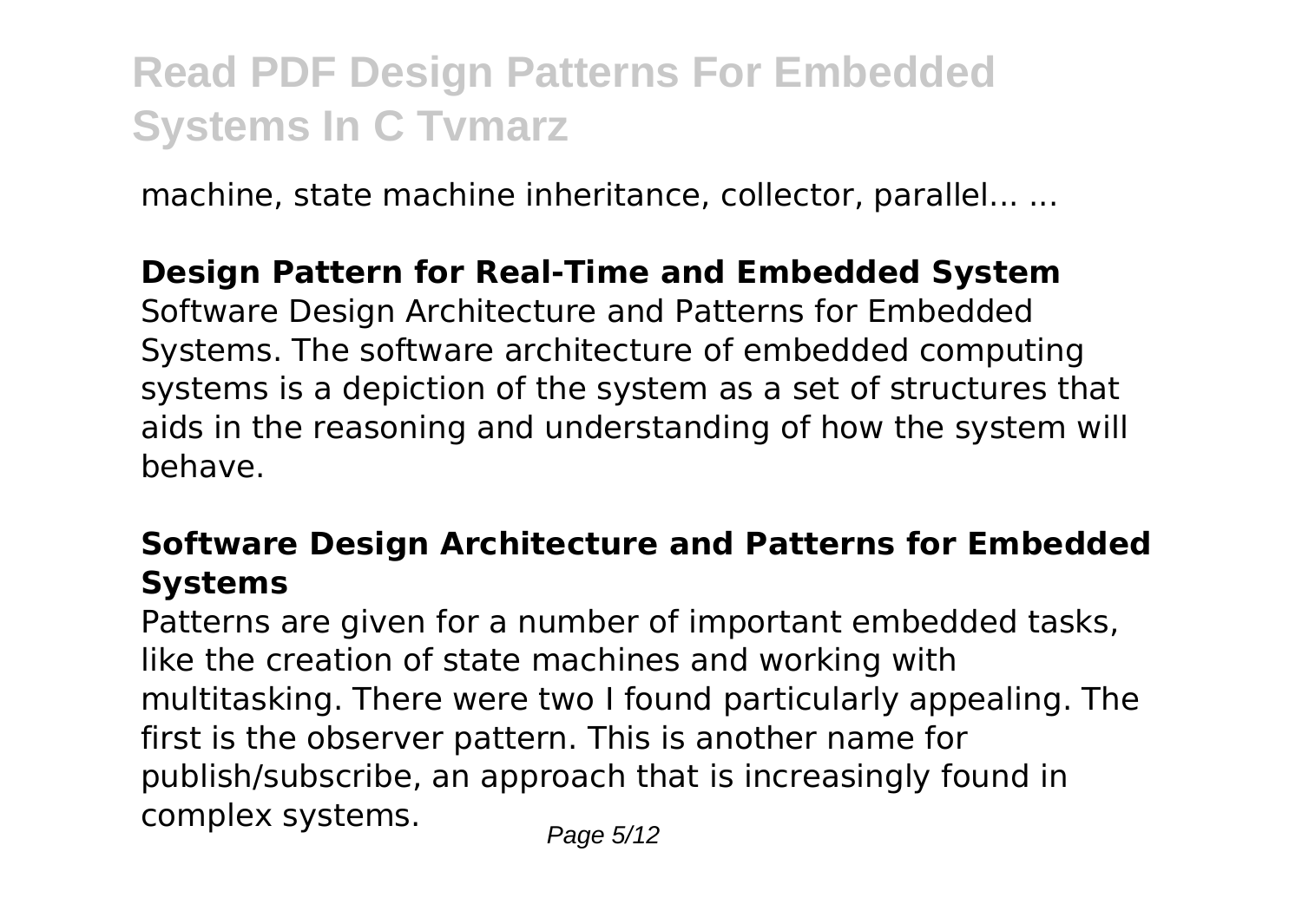machine, state machine inheritance, collector, parallel... ...

**Design Pattern for Real-Time and Embedded System**

Software Design Architecture and Patterns for Embedded Systems. The software architecture of embedded computing systems is a depiction of the system as a set of structures that aids in the reasoning and understanding of how the system will behave.

**Software Design Architecture and Patterns for Embedded Systems**

Patterns are given for a number of important embedded tasks, like the creation of state machines and working with multitasking. There were two I found particularly appealing. The first is the observer pattern. This is another name for publish/subscribe, an approach that is increasingly found in complex systems.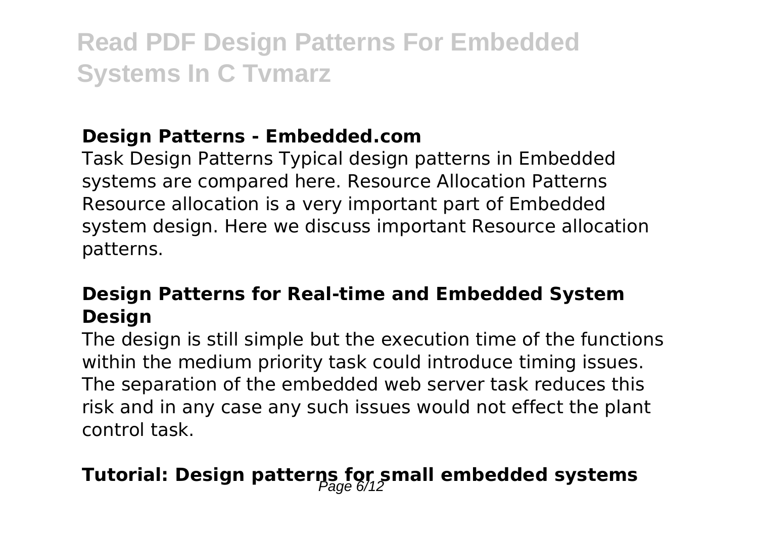### Design Patterns - Embedded.com

Task Design Patterns Typical design patterns in Embedded systems are compared here. Resource Allocation Patterns Resource allocation is a very important part of Embedded system design. Here we discuss important Resource allocation patterns.

### Design Patterns for Real-time and Embedded System Design

The design is still simple but the execution time of the functions within the medium priority task could introduce timing issues. The separation of the embedded web server task reduces this risk and in any case any such issues would not effect the plant control task.

## Tutorial: Design patterns for small embedded systems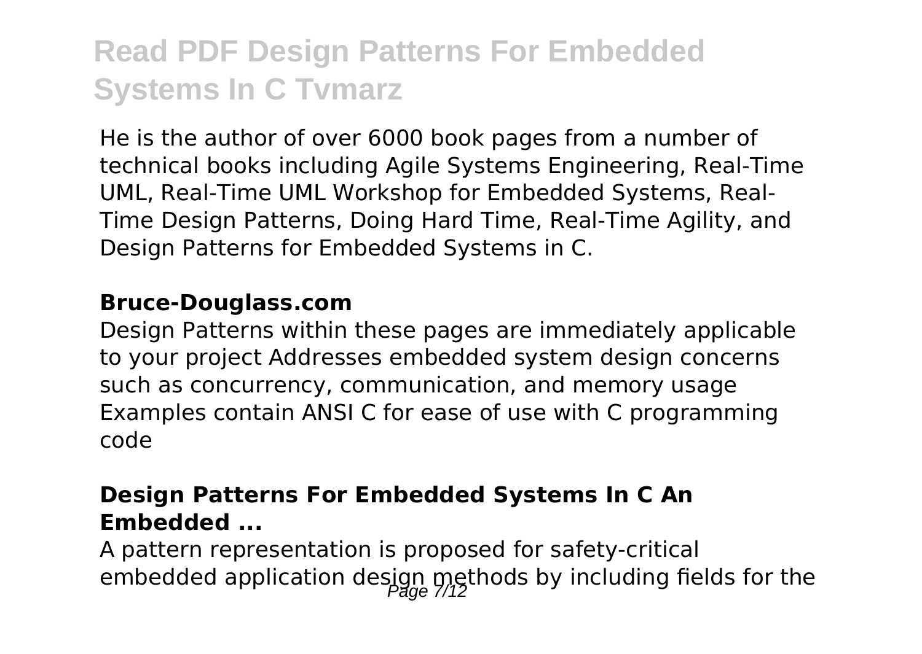He is the author of over 6000 book pages from a number of technical books including Agile Systems Engineering, Real-Time UML, Real-Time UML Workshop for Embedded Systems, Real-Time Design Patterns, Doing Hard Time, Real-Time Agility, and Design Patterns for Embedded Systems in C.

### Bruce-Douglass.com

Design Patterns within these pages are immediately applicable to your project Addresses embedded system design concerns such as concurrency, communication, and memory usage Examples contain ANSI C for ease of use with C programming code

### Design Patterns For Embedded Systems In C An Embedded ...

A pattern representation is proposed for safety-critical embedded application design methods by including fields for the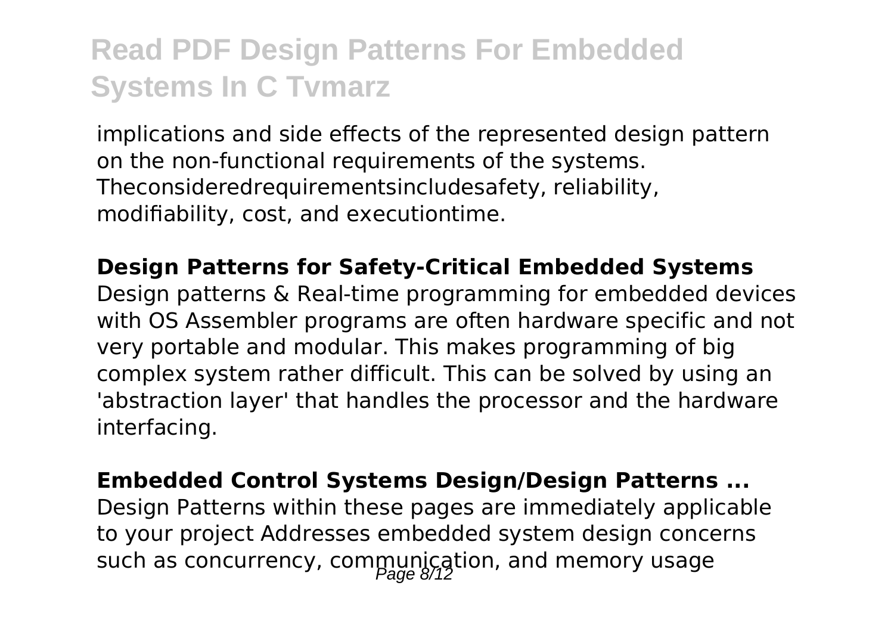implications and side effects of the represented design pattern on the non-functional requirements of the systems. Theconsideredrequirementsincludesafety, reliability, modifiability, cost, and executiontime.

**Design Patterns for Safety-Critical Embedded Systems**

Design patterns & Real-time programming for embedded devices with OS Assembler programs are often hardware specific and not very portable and modular. This makes programming of big complex system rather difficult. This can be solved by using an 'abstraction layer' that handles the processor and the hardware interfacing.

**Embedded Control Systems Design/Design Patterns ...**

Design Patterns within these pages are immediately applicable to your project Addresses embedded system design concerns such as concurrency, communication, and memory usage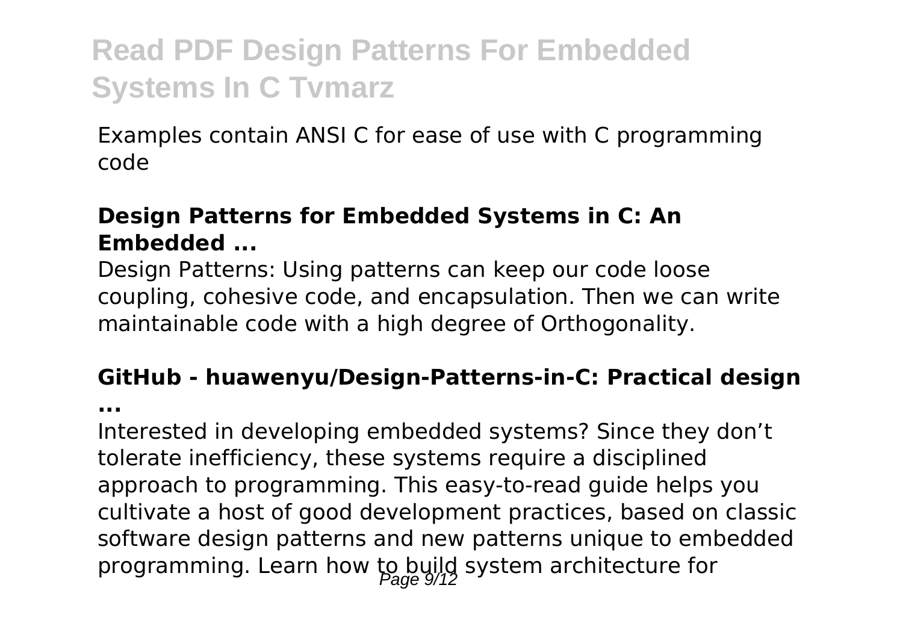Examples contain ANSI C for ease of use with C programming code

**Design Patterns for Embedded Systems in C: An Embedded ...**

Design Patterns: Using patterns can keep our code loose coupling, cohesive code, and encapsulation. Then we can write maintainable code with a high degree of Orthogonality.

**GitHub - huawenyu/Design-Patterns-in-C: Practical design ...**

Interested in developing embedded systems? Since they don't tolerate inefficiency, these systems require a disciplined approach to programming. This easy-to-read guide helps you cultivate a host of good development practices, based on classic software design patterns and new patterns unique to embedded programming. Learn how to build system architecture for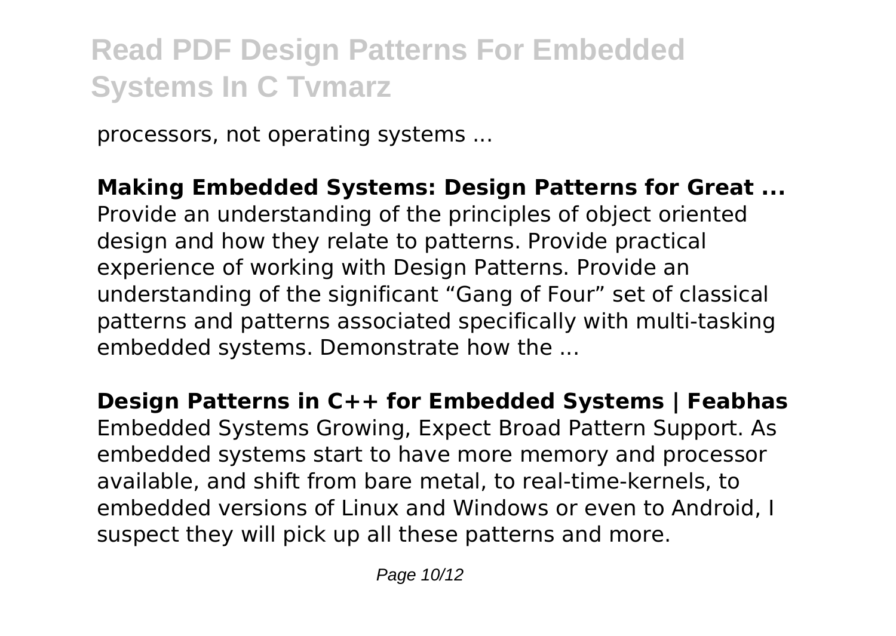processors, not operating systems ...

**Making Embedded Systems: Design Patterns for Great ...**
Provide an understanding of the principles of object oriented design and how they relate to patterns. Provide practical experience of working with Design Patterns. Provide an understanding of the significant “Gang of Four” set of classical patterns and patterns associated specifically with multi-tasking embedded systems. Demonstrate how the ...

**Design Patterns in C++ for Embedded Systems | Feabhas**
Embedded Systems Growing, Expect Broad Pattern Support. As embedded systems start to have more memory and processor available, and shift from bare metal, to real-time-kernels, to embedded versions of Linux and Windows or even to Android, I suspect they will pick up all these patterns and more.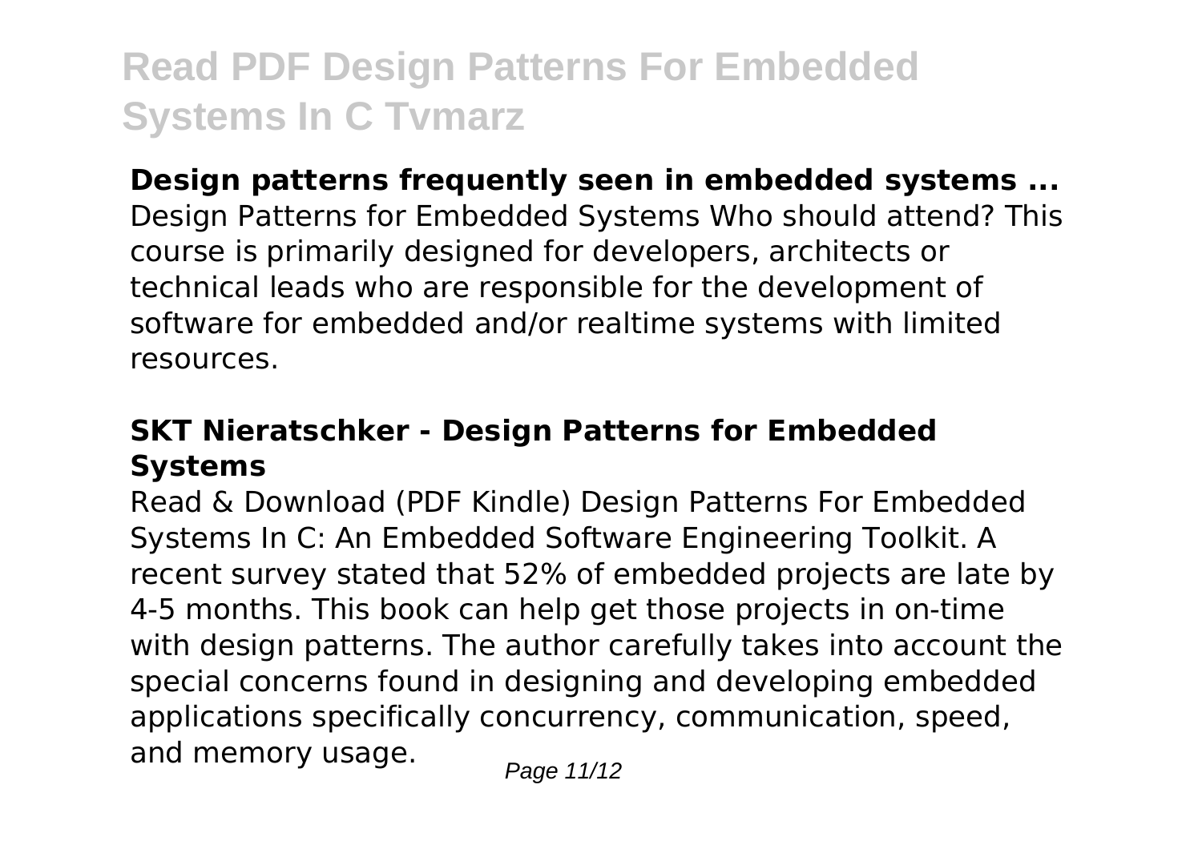**Design patterns frequently seen in embedded systems ...**
Design Patterns for Embedded Systems Who should attend? This course is primarily designed for developers, architects or technical leads who are responsible for the development of software for embedded and/or realtime systems with limited resources.

### SKT Nieratschker - Design Patterns for Embedded Systems

Read & Download (PDF Kindle) Design Patterns For Embedded Systems In C: An Embedded Software Engineering Toolkit. A recent survey stated that 52% of embedded projects are late by 4-5 months. This book can help get those projects in on-time with design patterns. The author carefully takes into account the special concerns found in designing and developing embedded applications specifically concurrency, communication, speed, and memory usage.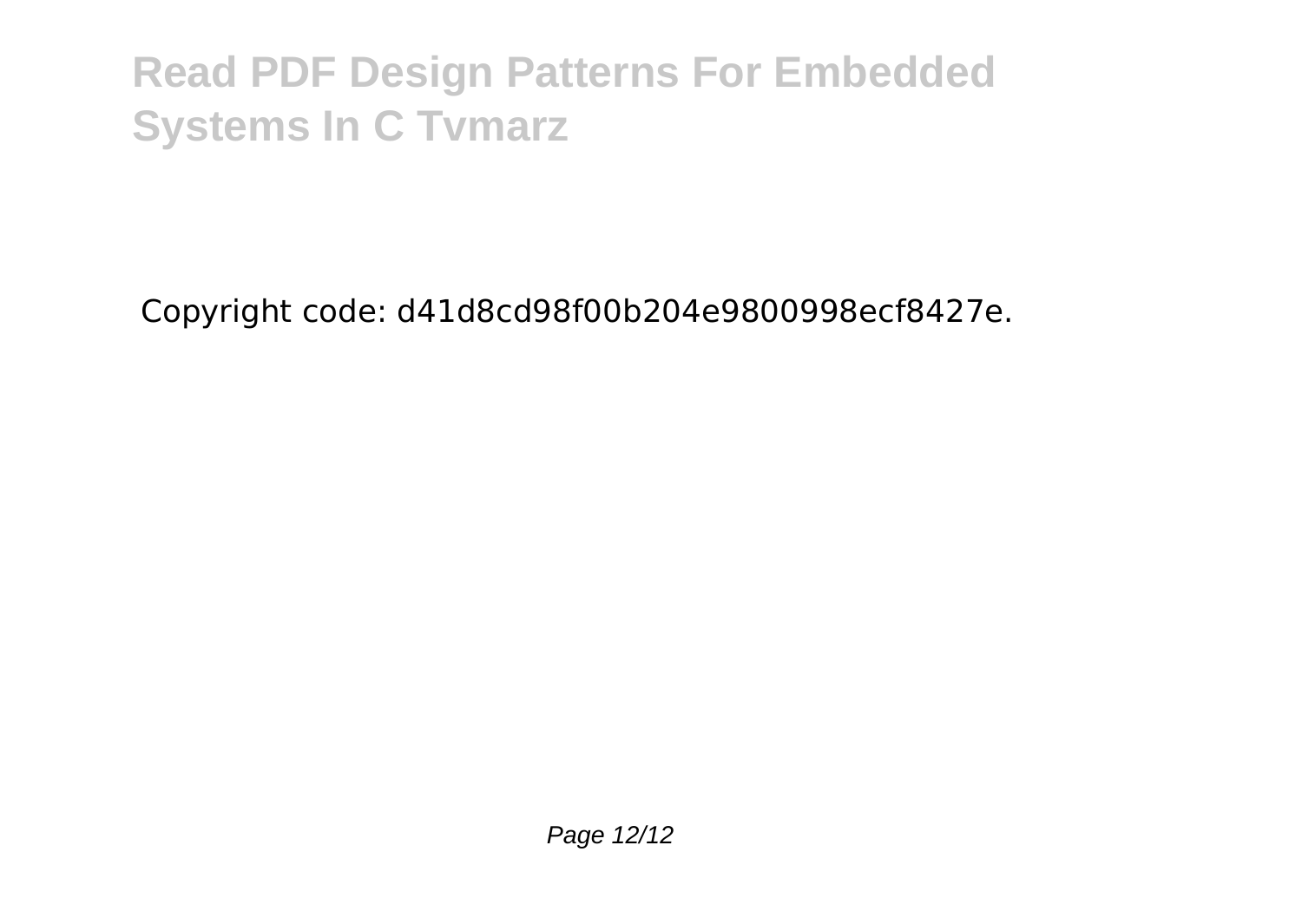Copyright code: d41d8cd98f00b204e9800998ecf8427e.